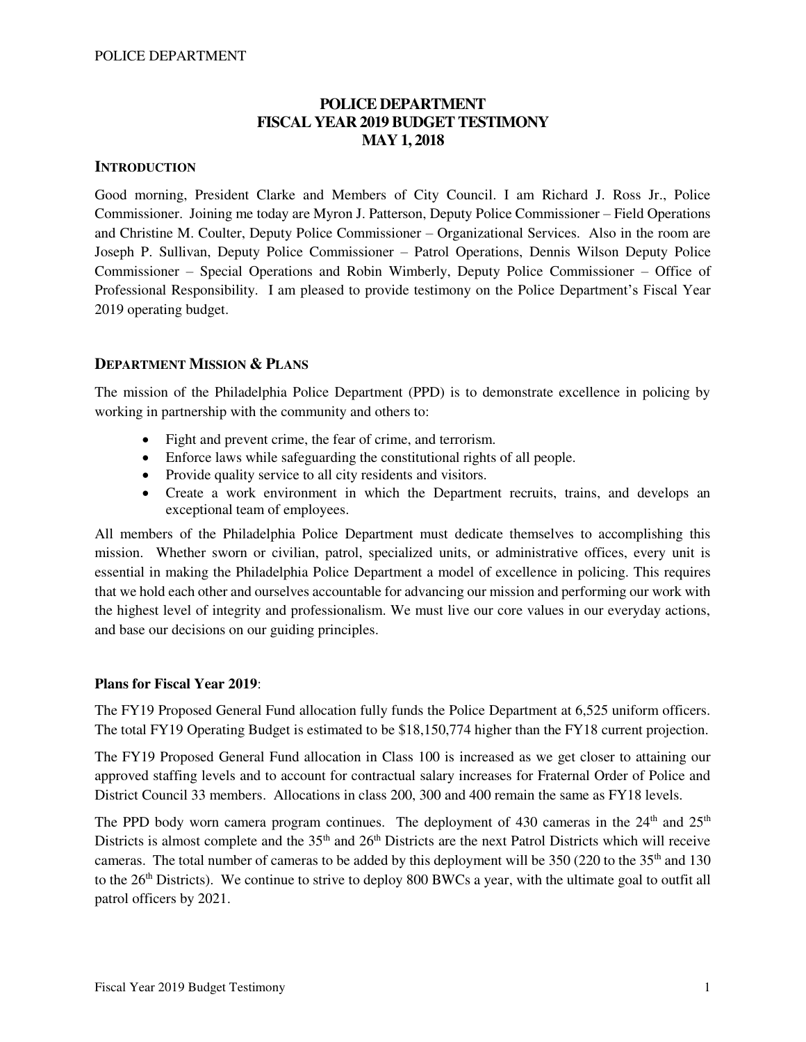# POLICE DEPARTMENT
# FISCAL YEAR 2019 BUDGET TESTIMONY
# MAY 1, 2018

## INTRODUCTION

Good morning, President Clarke and Members of City Council. I am Richard J. Ross Jr., Police Commissioner. Joining me today are Myron J. Patterson, Deputy Police Commissioner – Field Operations and Christine M. Coulter, Deputy Police Commissioner – Organizational Services. Also in the room are Joseph P. Sullivan, Deputy Police Commissioner – Patrol Operations, Dennis Wilson Deputy Police Commissioner – Special Operations and Robin Wimberly, Deputy Police Commissioner – Office of Professional Responsibility. I am pleased to provide testimony on the Police Department's Fiscal Year 2019 operating budget.

## DEPARTMENT MISSION & PLANS

The mission of the Philadelphia Police Department (PPD) is to demonstrate excellence in policing by working in partnership with the community and others to:

- Fight and prevent crime, the fear of crime, and terrorism.
- Enforce laws while safeguarding the constitutional rights of all people.
- Provide quality service to all city residents and visitors.
- Create a work environment in which the Department recruits, trains, and develops an exceptional team of employees.

All members of the Philadelphia Police Department must dedicate themselves to accomplishing this mission. Whether sworn or civilian, patrol, specialized units, or administrative offices, every unit is essential in making the Philadelphia Police Department a model of excellence in policing. This requires that we hold each other and ourselves accountable for advancing our mission and performing our work with the highest level of integrity and professionalism. We must live our core values in our everyday actions, and base our decisions on our guiding principles.

**Plans for Fiscal Year 2019**:

The FY19 Proposed General Fund allocation fully funds the Police Department at 6,525 uniform officers. The total FY19 Operating Budget is estimated to be $18,150,774 higher than the FY18 current projection.

The FY19 Proposed General Fund allocation in Class 100 is increased as we get closer to attaining our approved staffing levels and to account for contractual salary increases for Fraternal Order of Police and District Council 33 members. Allocations in class 200, 300 and 400 remain the same as FY18 levels.

The PPD body worn camera program continues. The deployment of 430 cameras in the 24th and 25th Districts is almost complete and the 35th and 26th Districts are the next Patrol Districts which will receive cameras. The total number of cameras to be added by this deployment will be 350 (220 to the 35th and 130 to the 26th Districts). We continue to strive to deploy 800 BWCs a year, with the ultimate goal to outfit all patrol officers by 2021.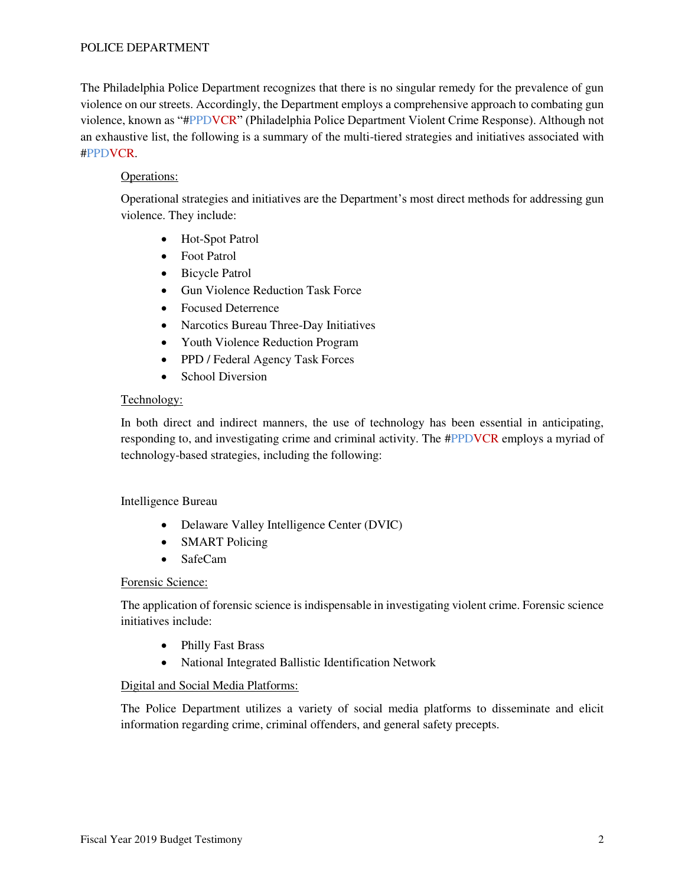# POLICE DEPARTMENT

The Philadelphia Police Department recognizes that there is no singular remedy for the prevalence of gun violence on our streets. Accordingly, the Department employs a comprehensive approach to combating gun violence, known as "#PPDVCR" (Philadelphia Police Department Violent Crime Response). Although not an exhaustive list, the following is a summary of the multi-tiered strategies and initiatives associated with #PPDVCR.

## Operations:

Operational strategies and initiatives are the Department's most direct methods for addressing gun violence. They include:

- Hot-Spot Patrol
- Foot Patrol
- Bicycle Patrol
- Gun Violence Reduction Task Force
- Focused Deterrence
- Narcotics Bureau Three-Day Initiatives
- Youth Violence Reduction Program
- PPD / Federal Agency Task Forces
- School Diversion

## Technology:

In both direct and indirect manners, the use of technology has been essential in anticipating, responding to, and investigating crime and criminal activity. The #PPDVCR employs a myriad of technology-based strategies, including the following:

Intelligence Bureau

- Delaware Valley Intelligence Center (DVIC)
- SMART Policing
- SafeCam

## Forensic Science:

The application of forensic science is indispensable in investigating violent crime. Forensic science initiatives include:

- Philly Fast Brass
- National Integrated Ballistic Identification Network

## Digital and Social Media Platforms:

The Police Department utilizes a variety of social media platforms to disseminate and elicit information regarding crime, criminal offenders, and general safety precepts.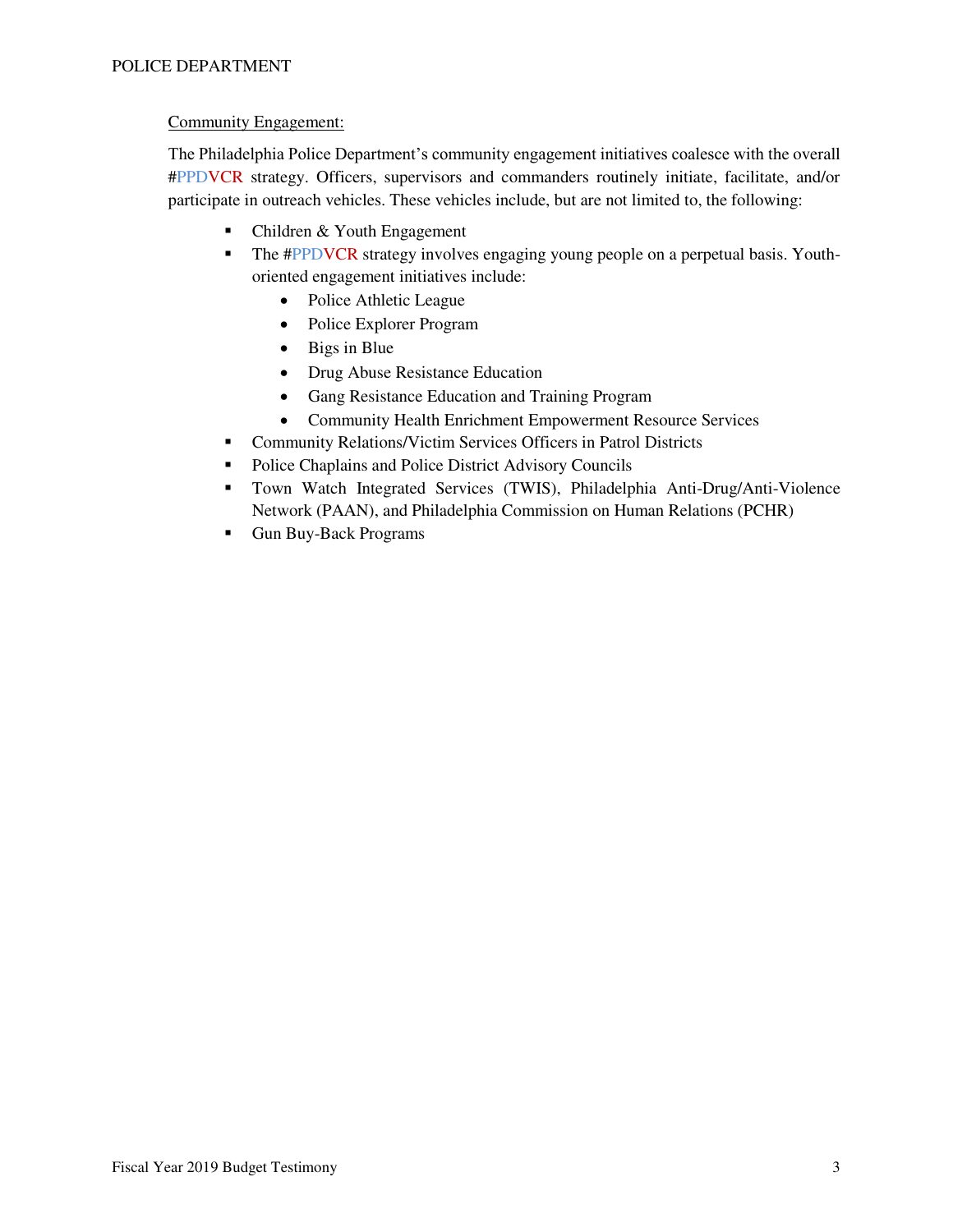Community Engagement:

The Philadelphia Police Department's community engagement initiatives coalesce with the overall #PPDVCR strategy. Officers, supervisors and commanders routinely initiate, facilitate, and/or participate in outreach vehicles. These vehicles include, but are not limited to, the following:

- Children & Youth Engagement
- The #PPDVCR strategy involves engaging young people on a perpetual basis. Youth-oriented engagement initiatives include:
  - Police Athletic League
  - Police Explorer Program
  - Bigs in Blue
  - Drug Abuse Resistance Education
  - Gang Resistance Education and Training Program
  - Community Health Enrichment Empowerment Resource Services
- Community Relations/Victim Services Officers in Patrol Districts
- Police Chaplains and Police District Advisory Councils
- Town Watch Integrated Services (TWIS), Philadelphia Anti-Drug/Anti-Violence Network (PAAN), and Philadelphia Commission on Human Relations (PCHR)
- Gun Buy-Back Programs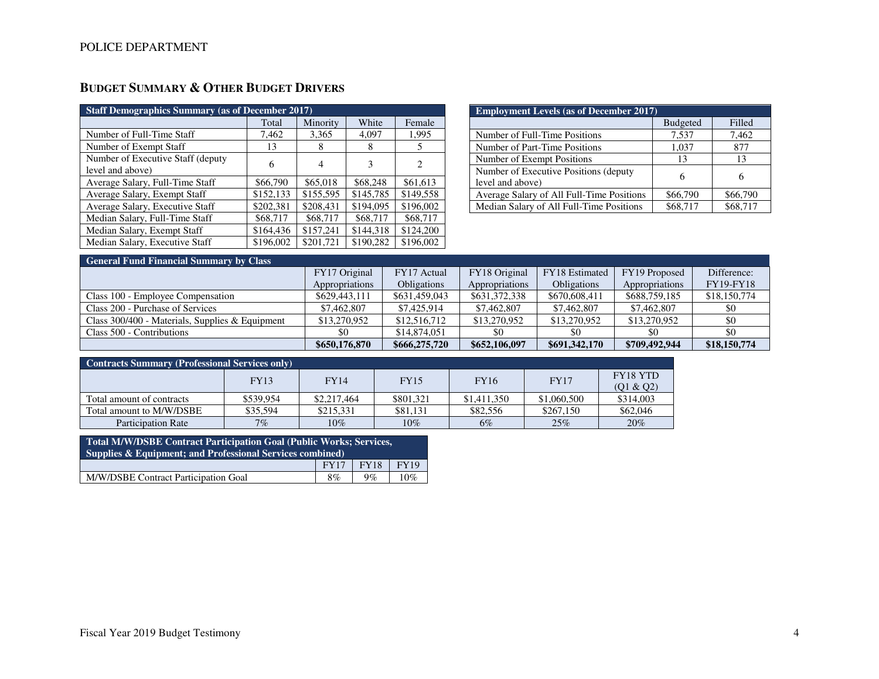## BUDGET SUMMARY & OTHER BUDGET DRIVERS

| Staff Demographics Summary (as of December 2017) | | | | |
|---|---|---|---|---|
| | Total | Minority | White | Female |
| Number of Full-Time Staff | 7,462 | 3,365 | 4,097 | 1,995 |
| Number of Exempt Staff | 13 | 8 | 8 | 5 |
| Number of Executive Staff (deputy level and above) | 6 | 4 | 3 | 2 |
| Average Salary, Full-Time Staff | $66,790 | $65,018 | $68,248 | $61,613 |
| Average Salary, Exempt Staff | $152,133 | $155,595 | $145,785 | $149,558 |
| Average Salary, Executive Staff | $202,381 | $208,431 | $194,095 | $196,002 |
| Median Salary, Full-Time Staff | $68,717 | $68,717 | $68,717 | $68,717 |
| Median Salary, Exempt Staff | $164,436 | $157,241 | $144,318 | $124,200 |
| Median Salary, Executive Staff | $196,002 | $201,721 | $190,282 | $196,002 |

| Employment Levels (as of December 2017) | | |
|---|---|---|
| | Budgeted | Filled |
| Number of Full-Time Positions | 7,537 | 7,462 |
| Number of Part-Time Positions | 1,037 | 877 |
| Number of Exempt Positions | 13 | 13 |
| Number of Executive Positions (deputy level and above) | 6 | 6 |
| Average Salary of All Full-Time Positions | $66,790 | $66,790 |
| Median Salary of All Full-Time Positions | $68,717 | $68,717 |

| General Fund Financial Summary by Class | | | | | | |
|---|---|---|---|---|---|---|
| | FY17 Original Appropriations | FY17 Actual Obligations | FY18 Original Appropriations | FY18 Estimated Obligations | FY19 Proposed Appropriations | Difference: FY19-FY18 |
| Class 100 - Employee Compensation | $629,443,111 | $631,459,043 | $631,372,338 | $670,608,411 | $688,759,185 | $18,150,774 |
| Class 200 - Purchase of Services | $7,462,807 | $7,425,914 | $7,462,807 | $7,462,807 | $7,462,807 | $0 |
| Class 300/400 - Materials, Supplies & Equipment | $13,270,952 | $12,516,712 | $13,270,952 | $13,270,952 | $13,270,952 | $0 |
| Class 500 - Contributions | $0 | $14,874,051 | $0 | $0 | $0 | $0 |
| | **$650,176,870** | **$666,275,720** | **$652,106,097** | **$691,342,170** | **$709,492,944** | **$18,150,774** |

| Contracts Summary (Professional Services only) | | | | | | |
|---|---|---|---|---|---|---|
| | FY13 | FY14 | FY15 | FY16 | FY17 | FY18 YTD (Q1 & Q2) |
| Total amount of contracts | $539,954 | $2,217,464 | $801,321 | $1,411,350 | $1,060,500 | $314,003 |
| Total amount to M/W/DSBE | $35,594 | $215,331 | $81,131 | $82,556 | $267,150 | $62,046 |
| Participation Rate | 7% | 10% | 10% | 6% | 25% | 20% |

| Total M/W/DSBE Contract Participation Goal (Public Works; Services, Supplies & Equipment; and Professional Services combined) | | | |
|---|---|---|---|
| | FY17 | FY18 | FY19 |
| M/W/DSBE Contract Participation Goal | 8% | 9% | 10% |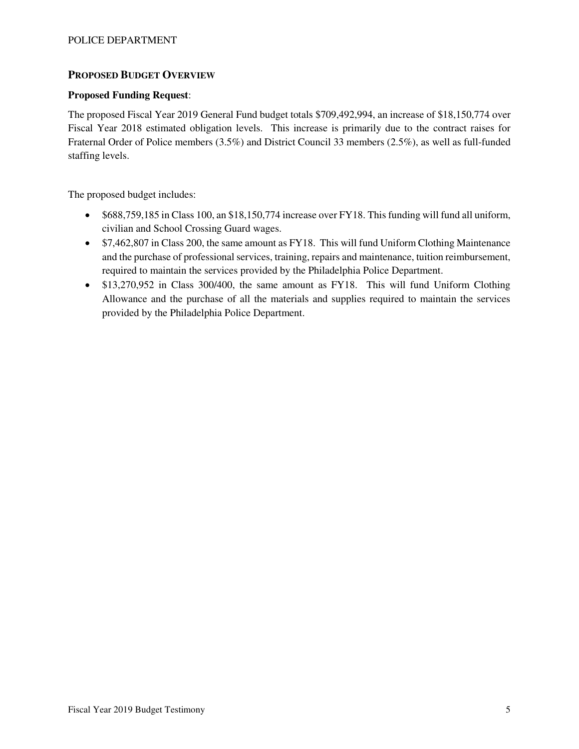## PROPOSED BUDGET OVERVIEW

**Proposed Funding Request**:

The proposed Fiscal Year 2019 General Fund budget totals $709,492,994, an increase of $18,150,774 over Fiscal Year 2018 estimated obligation levels. This increase is primarily due to the contract raises for Fraternal Order of Police members (3.5%) and District Council 33 members (2.5%), as well as full-funded staffing levels.

The proposed budget includes:

- $688,759,185 in Class 100, an $18,150,774 increase over FY18. This funding will fund all uniform, civilian and School Crossing Guard wages.
- $7,462,807 in Class 200, the same amount as FY18. This will fund Uniform Clothing Maintenance and the purchase of professional services, training, repairs and maintenance, tuition reimbursement, required to maintain the services provided by the Philadelphia Police Department.
- $13,270,952 in Class 300/400, the same amount as FY18. This will fund Uniform Clothing Allowance and the purchase of all the materials and supplies required to maintain the services provided by the Philadelphia Police Department.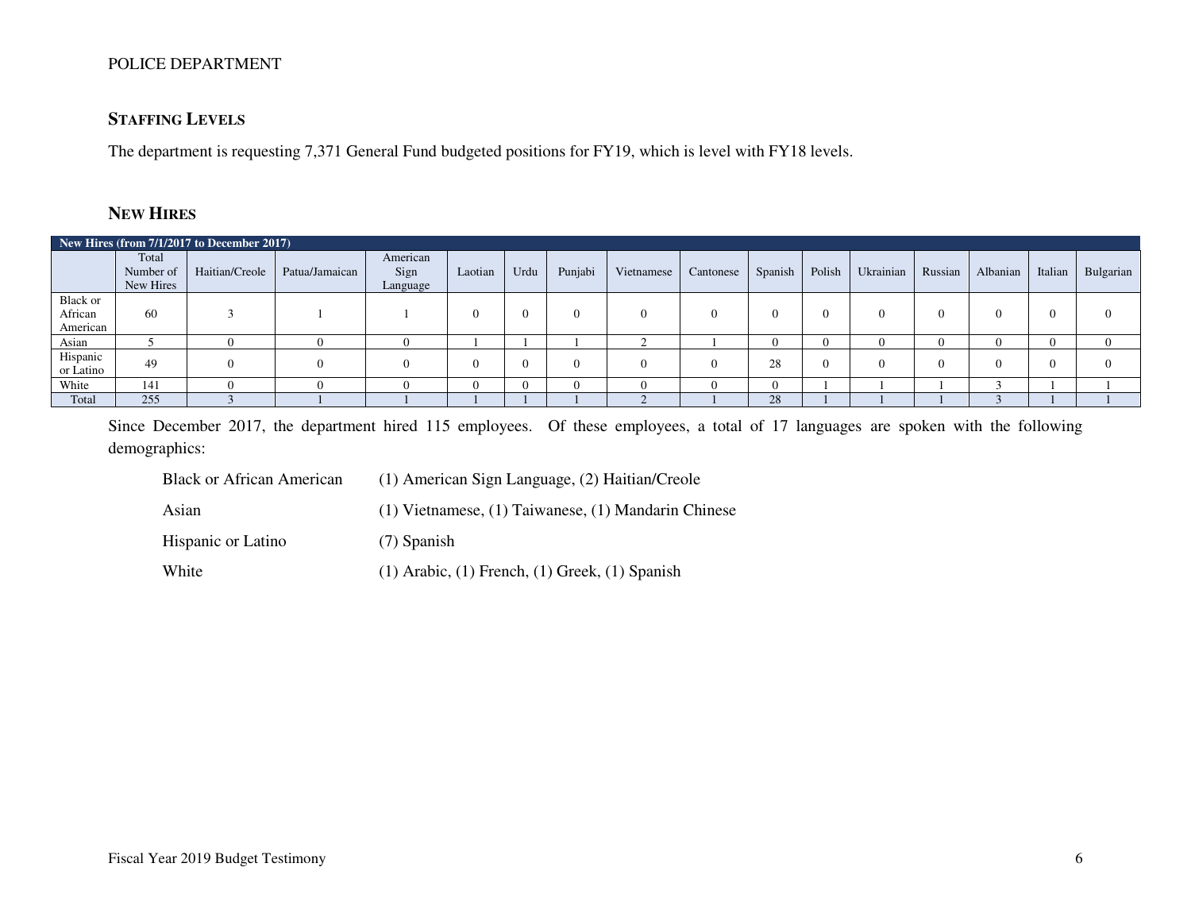POLICE DEPARTMENT

## Staffing Levels

The department is requesting 7,371 General Fund budgeted positions for FY19, which is level with FY18 levels.

## New Hires

| New Hires (from 7/1/2017 to December 2017) | | | | | | | | | | | | | | | | |
|---|---|---|---|---|---|---|---|---|---|---|---|---|---|---|---|---|
| | Total Number of New Hires | Haitian/Creole | Patua/Jamaican | American Sign Language | Laotian | Urdu | Punjabi | Vietnamese | Cantonese | Spanish | Polish | Ukrainian | Russian | Albanian | Italian | Bulgarian |
| Black or African American | 60 | 3 | 1 | 1 | 0 | 0 | 0 | 0 | 0 | 0 | 0 | 0 | 0 | 0 | 0 | 0 |
| Asian | 5 | 0 | 0 | 0 | 1 | 1 | 1 | 2 | 1 | 0 | 0 | 0 | 0 | 0 | 0 | 0 |
| Hispanic or Latino | 49 | 0 | 0 | 0 | 0 | 0 | 0 | 0 | 0 | 28 | 0 | 0 | 0 | 0 | 0 | 0 |
| White | 141 | 0 | 0 | 0 | 0 | 0 | 0 | 0 | 0 | 0 | 1 | 1 | 1 | 3 | 1 | 1 |
| Total | 255 | 3 | 1 | 1 | 1 | 1 | 1 | 2 | 1 | 28 | 1 | 1 | 1 | 3 | 1 | 1 |

Since December 2017, the department hired 115 employees. Of these employees, a total of 17 languages are spoken with the following demographics:

| | |
|---|---|
| Black or African American | (1) American Sign Language, (2) Haitian/Creole |
| Asian | (1) Vietnamese, (1) Taiwanese, (1) Mandarin Chinese |
| Hispanic or Latino | (7) Spanish |
| White | (1) Arabic, (1) French, (1) Greek, (1) Spanish |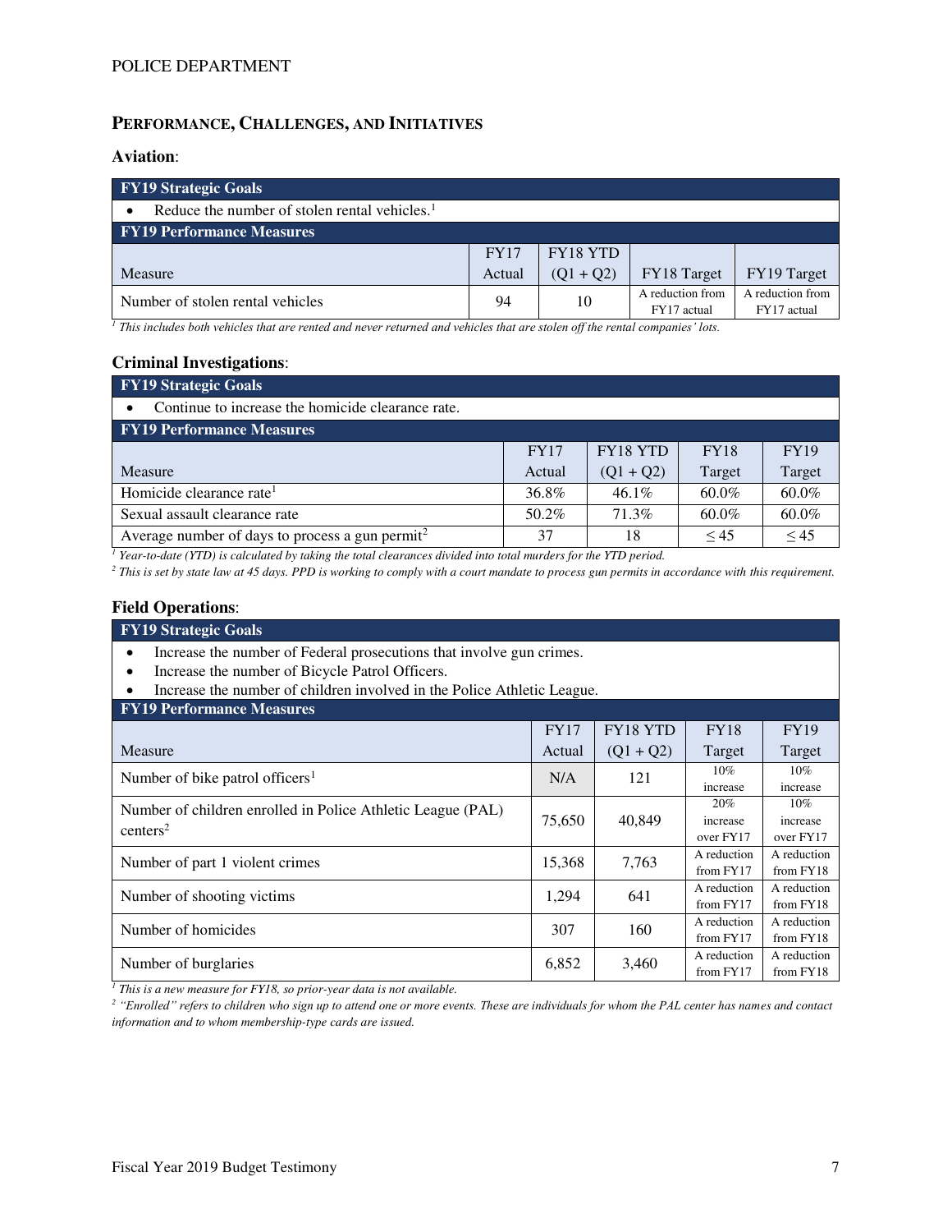## PERFORMANCE, CHALLENGES, AND INITIATIVES

### Aviation:

**FY19 Strategic Goals**

- Reduce the number of stolen rental vehicles.[1]

**FY19 Performance Measures**

| Measure | FY17 Actual | FY18 YTD (Q1 + Q2) | FY18 Target | FY19 Target |
|---|---|---|---|---|
| Number of stolen rental vehicles | 94 | 10 | A reduction from FY17 actual | A reduction from FY17 actual |

*[1] This includes both vehicles that are rented and never returned and vehicles that are stolen off the rental companies' lots.*

### Criminal Investigations:

**FY19 Strategic Goals**

- Continue to increase the homicide clearance rate.

**FY19 Performance Measures**

| Measure | FY17 Actual | FY18 YTD (Q1 + Q2) | FY18 Target | FY19 Target |
|---|---|---|---|---|
| Homicide clearance rate[1] | 36.8% | 46.1% | 60.0% | 60.0% |
| Sexual assault clearance rate | 50.2% | 71.3% | 60.0% | 60.0% |
| Average number of days to process a gun permit[2] | 37 | 18 | ≤ 45 | ≤ 45 |

*[1] Year-to-date (YTD) is calculated by taking the total clearances divided into total murders for the YTD period.*

*[2] This is set by state law at 45 days. PPD is working to comply with a court mandate to process gun permits in accordance with this requirement.*

### Field Operations:

**FY19 Strategic Goals**

- Increase the number of Federal prosecutions that involve gun crimes.
- Increase the number of Bicycle Patrol Officers.
- Increase the number of children involved in the Police Athletic League.

**FY19 Performance Measures**

| Measure | FY17 Actual | FY18 YTD (Q1 + Q2) | FY18 Target | FY19 Target |
|---|---|---|---|---|
| Number of bike patrol officers[1] | N/A | 121 | 10% increase | 10% increase |
| Number of children enrolled in Police Athletic League (PAL) centers[2] | 75,650 | 40,849 | 20% increase over FY17 | 10% increase over FY17 |
| Number of part 1 violent crimes | 15,368 | 7,763 | A reduction from FY17 | A reduction from FY18 |
| Number of shooting victims | 1,294 | 641 | A reduction from FY17 | A reduction from FY18 |
| Number of homicides | 307 | 160 | A reduction from FY17 | A reduction from FY18 |
| Number of burglaries | 6,852 | 3,460 | A reduction from FY17 | A reduction from FY18 |

*[1] This is a new measure for FY18, so prior-year data is not available.*

*[2] "Enrolled" refers to children who sign up to attend one or more events. These are individuals for whom the PAL center has names and contact information and to whom membership-type cards are issued.*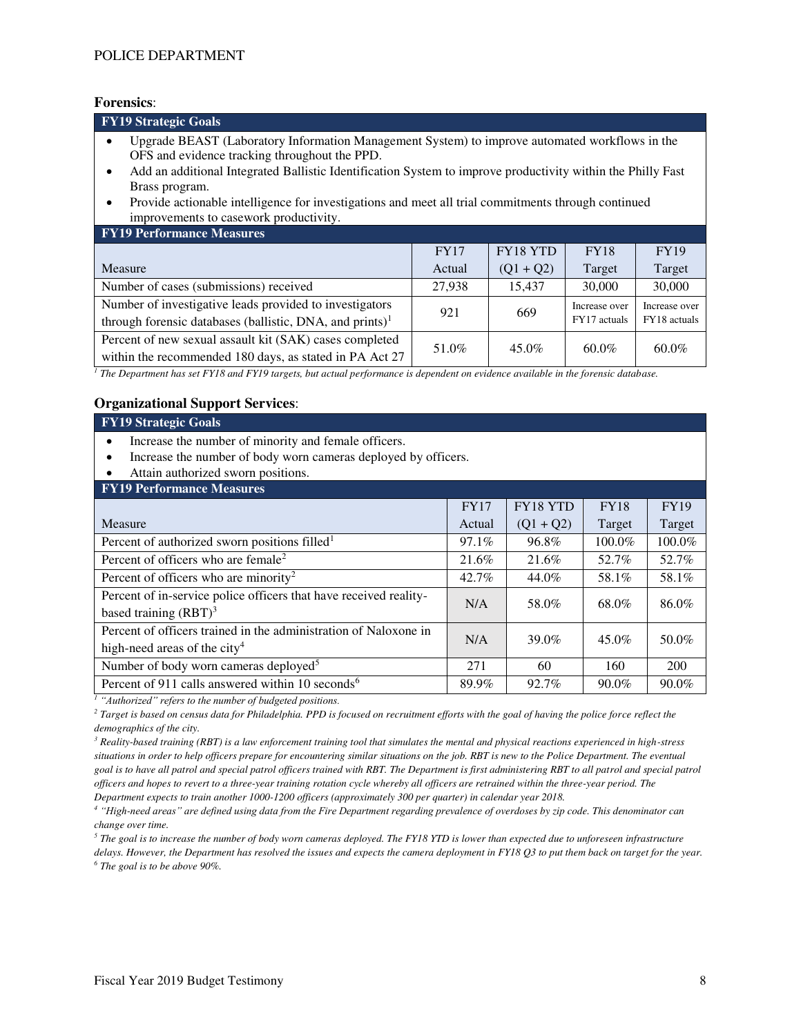**Forensics**:

| FY19 Strategic Goals |
|---|
| • Upgrade BEAST (Laboratory Information Management System) to improve automated workflows in the OFS and evidence tracking throughout the PPD. |
| • Add an additional Integrated Ballistic Identification System to improve productivity within the Philly Fast Brass program. |
| • Provide actionable intelligence for investigations and meet all trial commitments through continued improvements to casework productivity. |

**FY19 Performance Measures**

| Measure | FY17 Actual | FY18 YTD (Q1 + Q2) | FY18 Target | FY19 Target |
|---|---|---|---|---|
| Number of cases (submissions) received | 27,938 | 15,437 | 30,000 | 30,000 |
| Number of investigative leads provided to investigators through forensic databases (ballistic, DNA, and prints)[1] | 921 | 669 | Increase over FY17 actuals | Increase over FY18 actuals |
| Percent of new sexual assault kit (SAK) cases completed within the recommended 180 days, as stated in PA Act 27 | 51.0% | 45.0% | 60.0% | 60.0% |

*[1] The Department has set FY18 and FY19 targets, but actual performance is dependent on evidence available in the forensic database.*

**Organizational Support Services**:

| FY19 Strategic Goals |
|---|
| • Increase the number of minority and female officers. |
| • Increase the number of body worn cameras deployed by officers. |
| • Attain authorized sworn positions. |

**FY19 Performance Measures**

| Measure | FY17 Actual | FY18 YTD (Q1 + Q2) | FY18 Target | FY19 Target |
|---|---|---|---|---|
| Percent of authorized sworn positions filled[1] | 97.1% | 96.8% | 100.0% | 100.0% |
| Percent of officers who are female[2] | 21.6% | 21.6% | 52.7% | 52.7% |
| Percent of officers who are minority[2] | 42.7% | 44.0% | 58.1% | 58.1% |
| Percent of in-service police officers that have received reality-based training (RBT)[3] | N/A | 58.0% | 68.0% | 86.0% |
| Percent of officers trained in the administration of Naloxone in high-need areas of the city[4] | N/A | 39.0% | 45.0% | 50.0% |
| Number of body worn cameras deployed[5] | 271 | 60 | 160 | 200 |
| Percent of 911 calls answered within 10 seconds[6] | 89.9% | 92.7% | 90.0% | 90.0% |

*[1] "Authorized" refers to the number of budgeted positions.*

*[2] Target is based on census data for Philadelphia. PPD is focused on recruitment efforts with the goal of having the police force reflect the demographics of the city.*

*[3] Reality-based training (RBT) is a law enforcement training tool that simulates the mental and physical reactions experienced in high-stress situations in order to help officers prepare for encountering similar situations on the job. RBT is new to the Police Department. The eventual goal is to have all patrol and special patrol officers trained with RBT. The Department is first administering RBT to all patrol and special patrol officers and hopes to revert to a three-year training rotation cycle whereby all officers are retrained within the three-year period. The Department expects to train another 1000-1200 officers (approximately 300 per quarter) in calendar year 2018.*

*[4] "High-need areas" are defined using data from the Fire Department regarding prevalence of overdoses by zip code. This denominator can change over time.*

*[5] The goal is to increase the number of body worn cameras deployed. The FY18 YTD is lower than expected due to unforeseen infrastructure delays. However, the Department has resolved the issues and expects the camera deployment in FY18 Q3 to put them back on target for the year.*

*[6] The goal is to be above 90%.*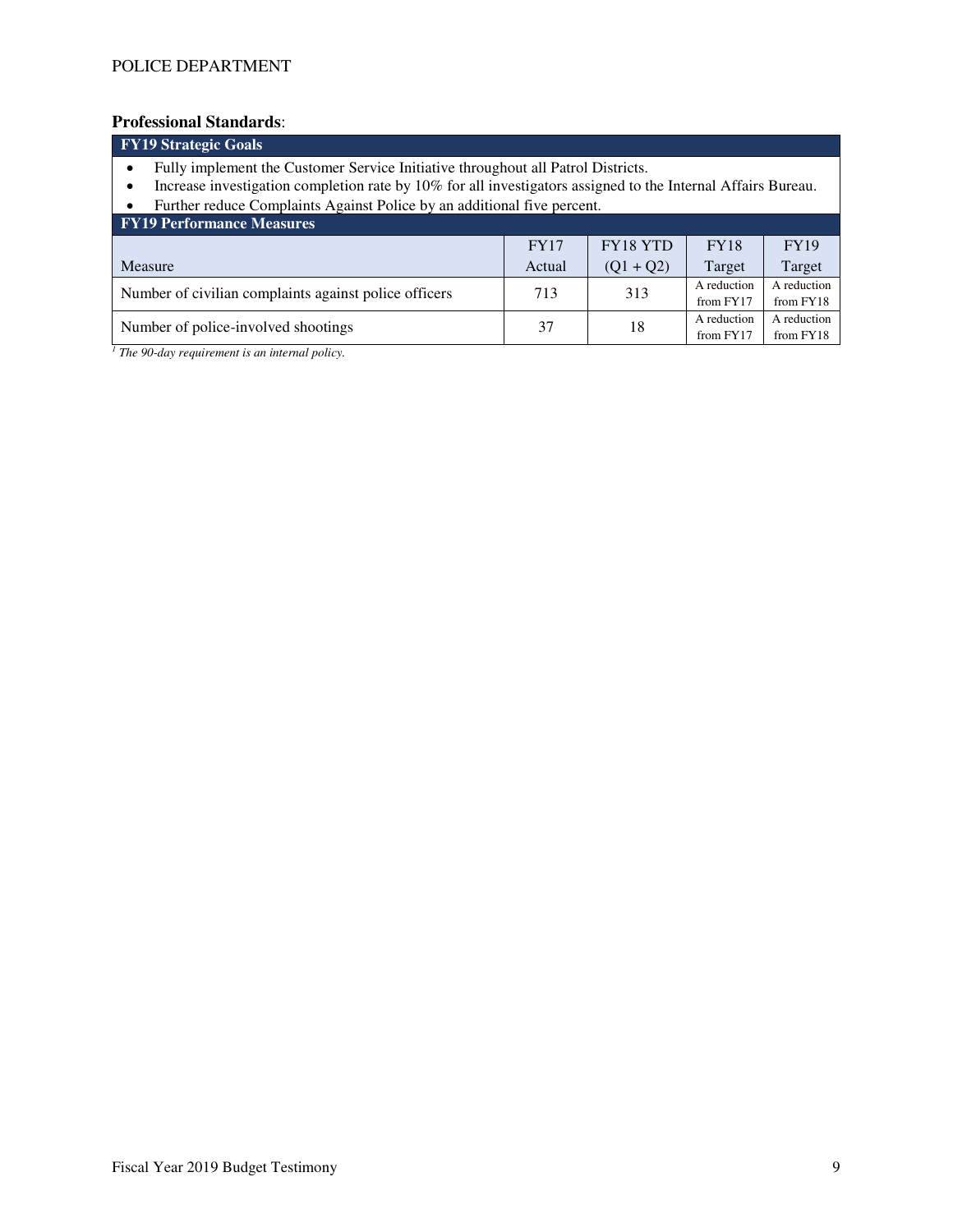**Professional Standards**:

| FY19 Strategic Goals |
| --- |

- Fully implement the Customer Service Initiative throughout all Patrol Districts.
- Increase investigation completion rate by 10% for all investigators assigned to the Internal Affairs Bureau.
- Further reduce Complaints Against Police by an additional five percent.

| FY19 Performance Measures | | | | |
| --- | --- | --- | --- | --- |
| Measure | FY17 Actual | FY18 YTD (Q1 + Q2) | FY18 Target | FY19 Target |
| Number of civilian complaints against police officers | 713 | 313 | A reduction from FY17 | A reduction from FY18 |
| Number of police-involved shootings | 37 | 18 | A reduction from FY17 | A reduction from FY18 |

[1] *The 90-day requirement is an internal policy.*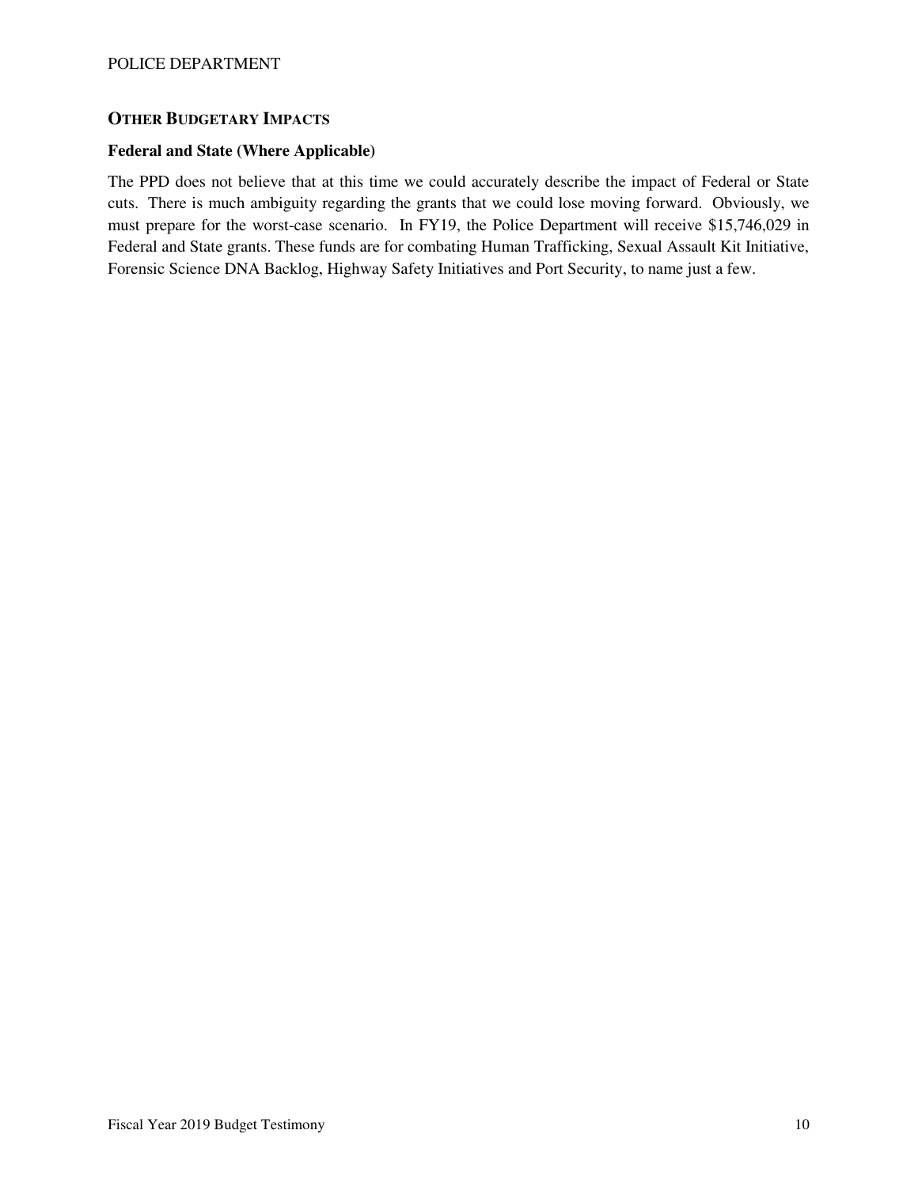## OTHER BUDGETARY IMPACTS

### Federal and State (Where Applicable)

The PPD does not believe that at this time we could accurately describe the impact of Federal or State cuts. There is much ambiguity regarding the grants that we could lose moving forward. Obviously, we must prepare for the worst-case scenario. In FY19, the Police Department will receive $15,746,029 in Federal and State grants. These funds are for combating Human Trafficking, Sexual Assault Kit Initiative, Forensic Science DNA Backlog, Highway Safety Initiatives and Port Security, to name just a few.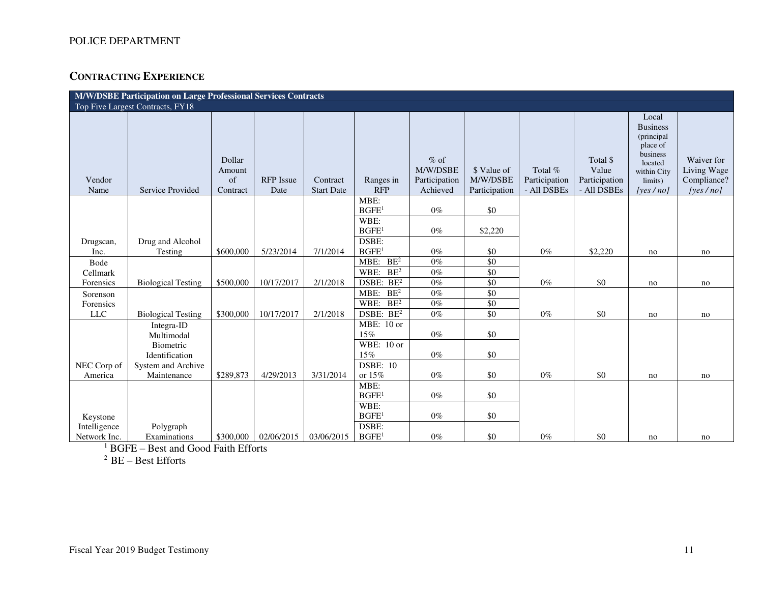**CONTRACTING EXPERIENCE**

| M/W/DSBE Participation on Large Professional Services Contracts | | | | | | | | | | | |
|---|---|---|---|---|---|---|---|---|---|---|---|
| Top Five Largest Contracts, FY18 | | | | | | | | | | | |
| Vendor Name | Service Provided | Dollar Amount of Contract | RFP Issue Date | Contract Start Date | Ranges in RFP | % of M/W/DSBE Participation Achieved | $ Value of M/W/DSBE Participation | Total % Participation - All DSBEs | Total $ Value Participation - All DSBEs | Local Business (principal place of business located within City limits) *[yes / no]* | Waiver for Living Wage Compliance? *[yes / no]* |
| Drugscan, Inc. | Drug and Alcohol Testing | $600,000 | 5/23/2014 | 7/1/2014 | MBE: BGFE[1] | 0% | $0 | 0% | $2,220 | no | no |
| | | | | | WBE: BGFE[1] | 0% | $2,220 | | | | |
| | | | | | DSBE: BGFE[1] | 0% | $0 | | | | |
| Bode Cellmark Forensics | Biological Testing | $500,000 | 10/17/2017 | 2/1/2018 | MBE: BE[2] | 0% | $0 | 0% | $0 | no | no |
| | | | | | WBE: BE[2] | 0% | $0 | | | | |
| | | | | | DSBE: BE[2] | 0% | $0 | | | | |
| Sorenson Forensics LLC | Biological Testing | $300,000 | 10/17/2017 | 2/1/2018 | MBE: BE[2] | 0% | $0 | 0% | $0 | no | no |
| | | | | | WBE: BE[2] | 0% | $0 | | | | |
| | | | | | DSBE: BE[2] | 0% | $0 | | | | |
| NEC Corp of America | Integra-ID Multimodal Biometric Identification System and Archive Maintenance | $289,873 | 4/29/2013 | 3/31/2014 | MBE: 10 or 15% | 0% | $0 | 0% | $0 | no | no |
| | | | | | WBE: 10 or 15% | 0% | $0 | | | | |
| | | | | | DSBE: 10 or 15% | 0% | $0 | | | | |
| Keystone Intelligence Network Inc. | Polygraph Examinations | $300,000 | 02/06/2015 | 03/06/2015 | MBE: BGFE[1] | 0% | $0 | 0% | $0 | no | no |
| | | | | | WBE: BGFE[1] | 0% | $0 | | | | |
| | | | | | DSBE: BGFE[1] | 0% | $0 | | | | |

[1] BGFE – Best and Good Faith Efforts

[2] BE – Best Efforts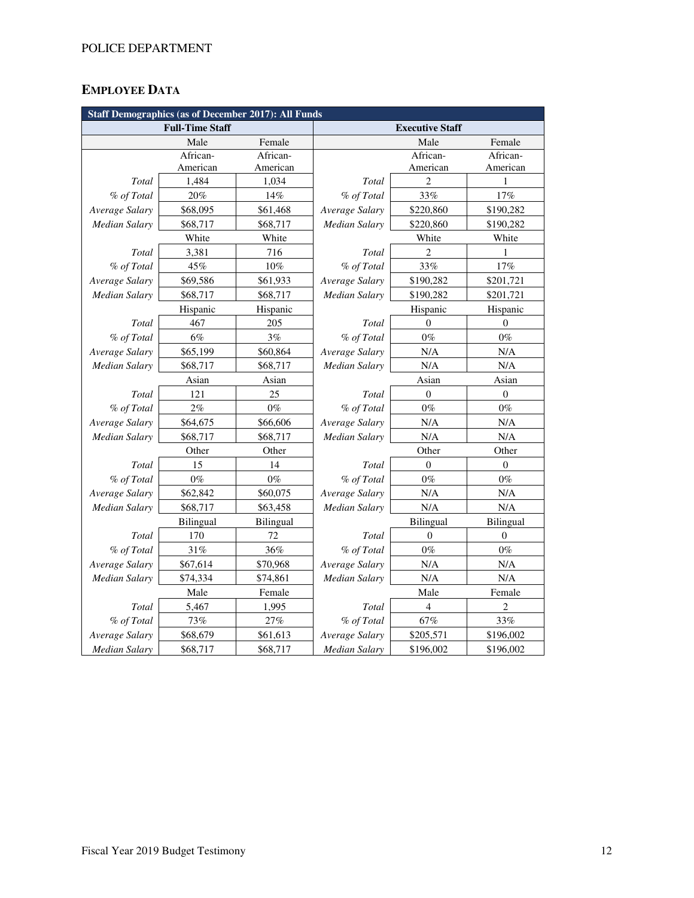## EMPLOYEE DATA

| Staff Demographics (as of December 2017): All Funds | | | | | |
|---|---|---|---|---|---|
| **Full-Time Staff** | | | **Executive Staff** | | |
| | Male | Female | | Male | Female |
| | African-American | African-American | | African-American | African-American |
| *Total* | 1,484 | 1,034 | *Total* | 2 | 1 |
| *% of Total* | 20% | 14% | *% of Total* | 33% | 17% |
| *Average Salary* | $68,095 | $61,468 | *Average Salary* | $220,860 | $190,282 |
| *Median Salary* | $68,717 | $68,717 | *Median Salary* | $220,860 | $190,282 |
| | White | White | | White | White |
| *Total* | 3,381 | 716 | *Total* | 2 | 1 |
| *% of Total* | 45% | 10% | *% of Total* | 33% | 17% |
| *Average Salary* | $69,586 | $61,933 | *Average Salary* | $190,282 | $201,721 |
| *Median Salary* | $68,717 | $68,717 | *Median Salary* | $190,282 | $201,721 |
| | Hispanic | Hispanic | | Hispanic | Hispanic |
| *Total* | 467 | 205 | *Total* | 0 | 0 |
| *% of Total* | 6% | 3% | *% of Total* | 0% | 0% |
| *Average Salary* | $65,199 | $60,864 | *Average Salary* | N/A | N/A |
| *Median Salary* | $68,717 | $68,717 | *Median Salary* | N/A | N/A |
| | Asian | Asian | | Asian | Asian |
| *Total* | 121 | 25 | *Total* | 0 | 0 |
| *% of Total* | 2% | 0% | *% of Total* | 0% | 0% |
| *Average Salary* | $64,675 | $66,606 | *Average Salary* | N/A | N/A |
| *Median Salary* | $68,717 | $68,717 | *Median Salary* | N/A | N/A |
| | Other | Other | | Other | Other |
| *Total* | 15 | 14 | *Total* | 0 | 0 |
| *% of Total* | 0% | 0% | *% of Total* | 0% | 0% |
| *Average Salary* | $62,842 | $60,075 | *Average Salary* | N/A | N/A |
| *Median Salary* | $68,717 | $63,458 | *Median Salary* | N/A | N/A |
| | Bilingual | Bilingual | | Bilingual | Bilingual |
| *Total* | 170 | 72 | *Total* | 0 | 0 |
| *% of Total* | 31% | 36% | *% of Total* | 0% | 0% |
| *Average Salary* | $67,614 | $70,968 | *Average Salary* | N/A | N/A |
| *Median Salary* | $74,334 | $74,861 | *Median Salary* | N/A | N/A |
| | Male | Female | | Male | Female |
| *Total* | 5,467 | 1,995 | *Total* | 4 | 2 |
| *% of Total* | 73% | 27% | *% of Total* | 67% | 33% |
| *Average Salary* | $68,679 | $61,613 | *Average Salary* | $205,571 | $196,002 |
| *Median Salary* | $68,717 | $68,717 | *Median Salary* | $196,002 | $196,002 |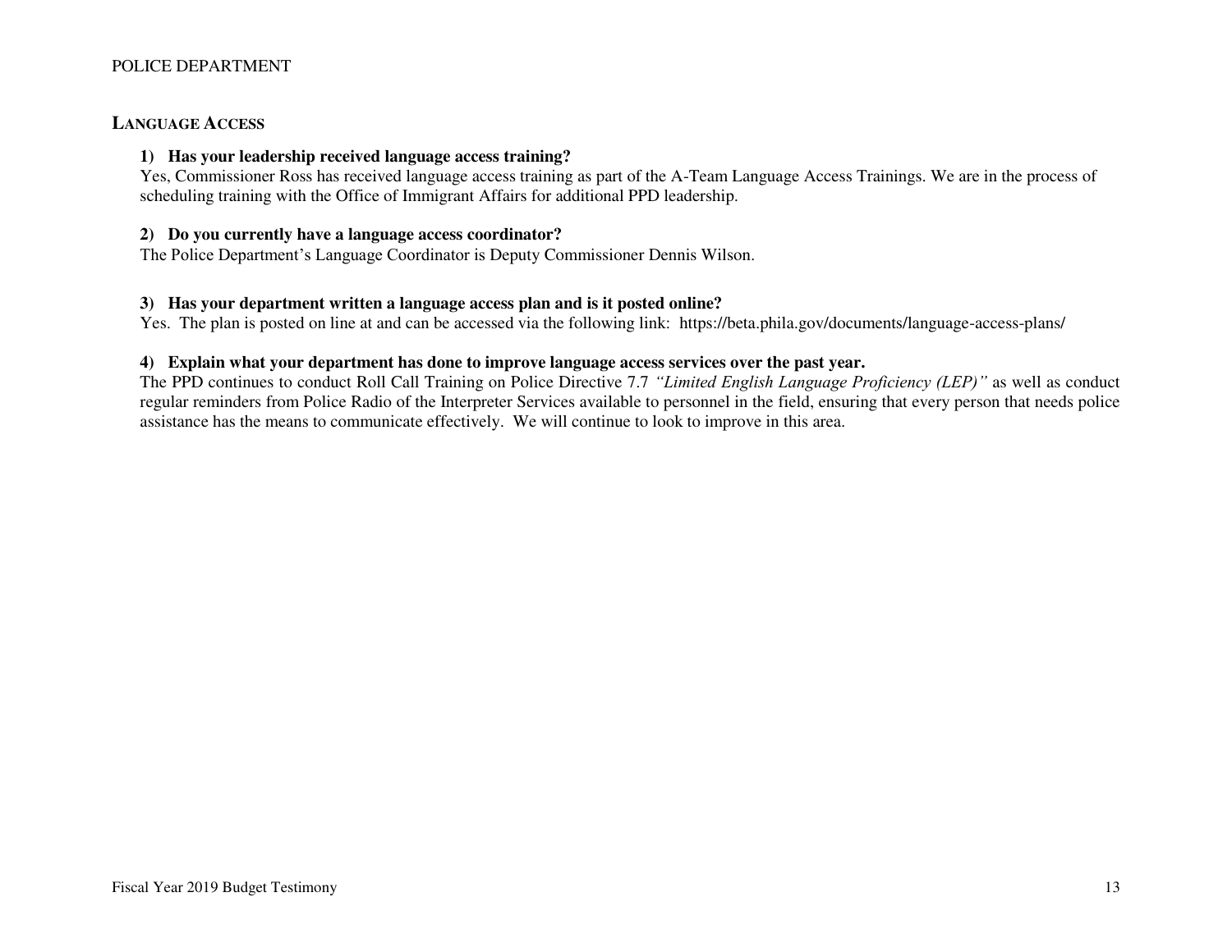## LANGUAGE ACCESS

**1) Has your leadership received language access training?**
Yes, Commissioner Ross has received language access training as part of the A-Team Language Access Trainings. We are in the process of scheduling training with the Office of Immigrant Affairs for additional PPD leadership.

**2) Do you currently have a language access coordinator?**
The Police Department's Language Coordinator is Deputy Commissioner Dennis Wilson.

**3) Has your department written a language access plan and is it posted online?**
Yes. The plan is posted on line at and can be accessed via the following link: https://beta.phila.gov/documents/language-access-plans/

**4) Explain what your department has done to improve language access services over the past year.**
The PPD continues to conduct Roll Call Training on Police Directive 7.7 *"Limited English Language Proficiency (LEP)"* as well as conduct regular reminders from Police Radio of the Interpreter Services available to personnel in the field, ensuring that every person that needs police assistance has the means to communicate effectively. We will continue to look to improve in this area.